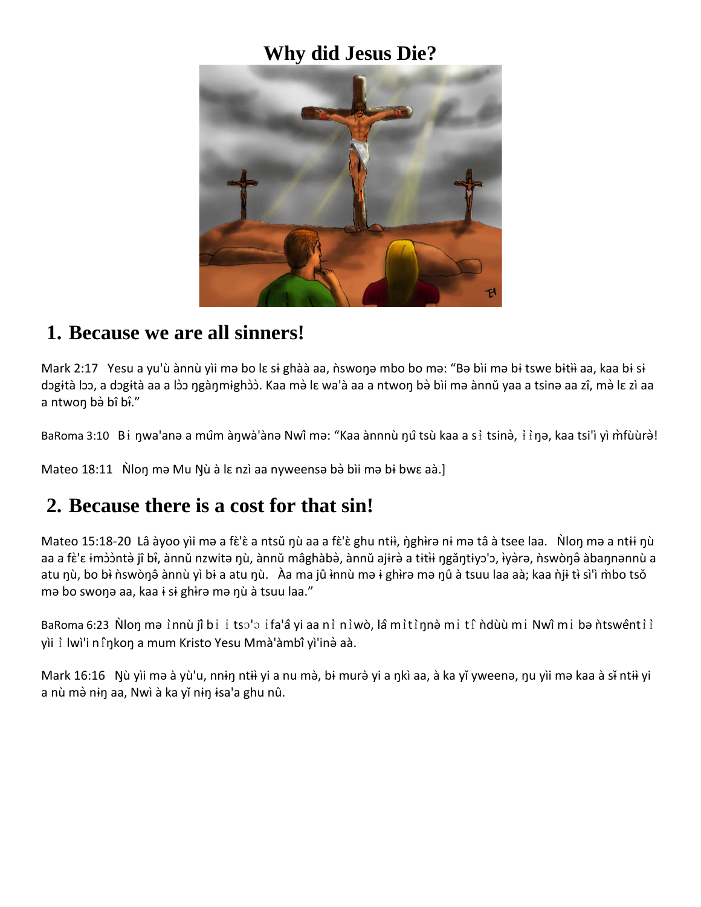# Why did Jesus Die?

## 1. Because we are all sinners!

Mark 2:17   Yesu a yu'ù ànnù yìi mə bo lɛ sɨ ghàà aa, ǹswoŋə mbo bo mə: "Bə bìi mə bɨ tswe bɨtɨ̀ɨ aa, kaa bɨ sɨ dɔgɨtà lɔɔ, a dɔgɨtà aa a lɔ̀ɔ ŋgàŋmɨghɔ̀ɔ̀. Kaa mə̀ lɛ wa'à aa a ntwoŋ bə̀ bìi mə ànnǔ yaa a tsinə aa zî, mə̀ lɛ zì aa a ntwoŋ bə̀ bî bɨ̂."

BaRoma 3:10   Bɨ ŋwa'anə a mûm àŋwà'ànə Nwî mə: "Kaa ànnnù ŋû tsù kaa a sɨ̀ tsinə̀, ɨ̀ɨ̀ŋə, kaa tsi'ì yì m̀fùùrə̀!

Mateo 18:11   Ǹloŋ mə Mu Ŋù à lɛ nzì aa nyweensə bə̀ bìi mə bɨ bwɛ aà.]

## 2. Because there is a cost for that sin!

Mateo 15:18-20  Lâ àyoo yìi mə a fɛ̀'ɛ̀ a ntsǔ ŋù aa a fɛ̀'ɛ̀ ghu ntɨ̀ɨ, ŋ̀ghɨ̀rə nɨ mə tâ à tsee laa.   Ǹloŋ mə a ntɨɨ ŋù aa a fɛ̀'ɛ ɨmɔ̀ɔ̀ntə̀ jî bɨ̂, ànnǔ nzwitə ŋù, ànnǔ mâghàbə̀, ànnǔ ajɨrə̀ a tɨtɨ̀ɨ ŋgǎŋtɨyɔ'ɔ, ɨ̀yə̀rə, ǹswòŋə̂ àbaŋnənnù a atu ŋù, bo bɨ ǹswòŋə̂ ànnù yì bɨ a atu ŋù.   Àa ma jû ɨ̀nnù mə ɨ ghɨ̀rə mə ŋû à tsuu laa aà; kaa ǹjɨ tɨ̀ sì'ì m̀bo tsǒ mə bo swoŋə aa, kaa ɨ sɨ ghɨ̀rə mə ŋù à tsuu laa."

BaRoma 6:23  Ǹloŋ mə ɨ̀nnù jî bɨ ɨ tsɔ'ɔ ɨfa'â yi aa nɨ̀ nɨ̀wò, lâ mɨ̀tɨ̀ŋnə̀ mɨ tî ǹdùù mɨ Nwî mɨ bə ǹtswêntɨ̀ɨ̀ yìi ɨ̀ lwì'i nɨ̂ŋkoŋ a mum Kristo Yesu Mmà'àmbî yì'inə̀ aà.

Mark 16:16   Ŋù yìi mə à yù'u, nnɨŋ ntɨ̀ɨ yi a nu mə̀, bɨ murə̀ yi a ŋkì aa, à ka yǐ yweenə, ŋu yìi mə kaa à sɨ̌ ntɨ̀ɨ yi a nù mə̀ nɨŋ aa, Nwì à ka yǐ nɨŋ ɨsa'a ghu nû.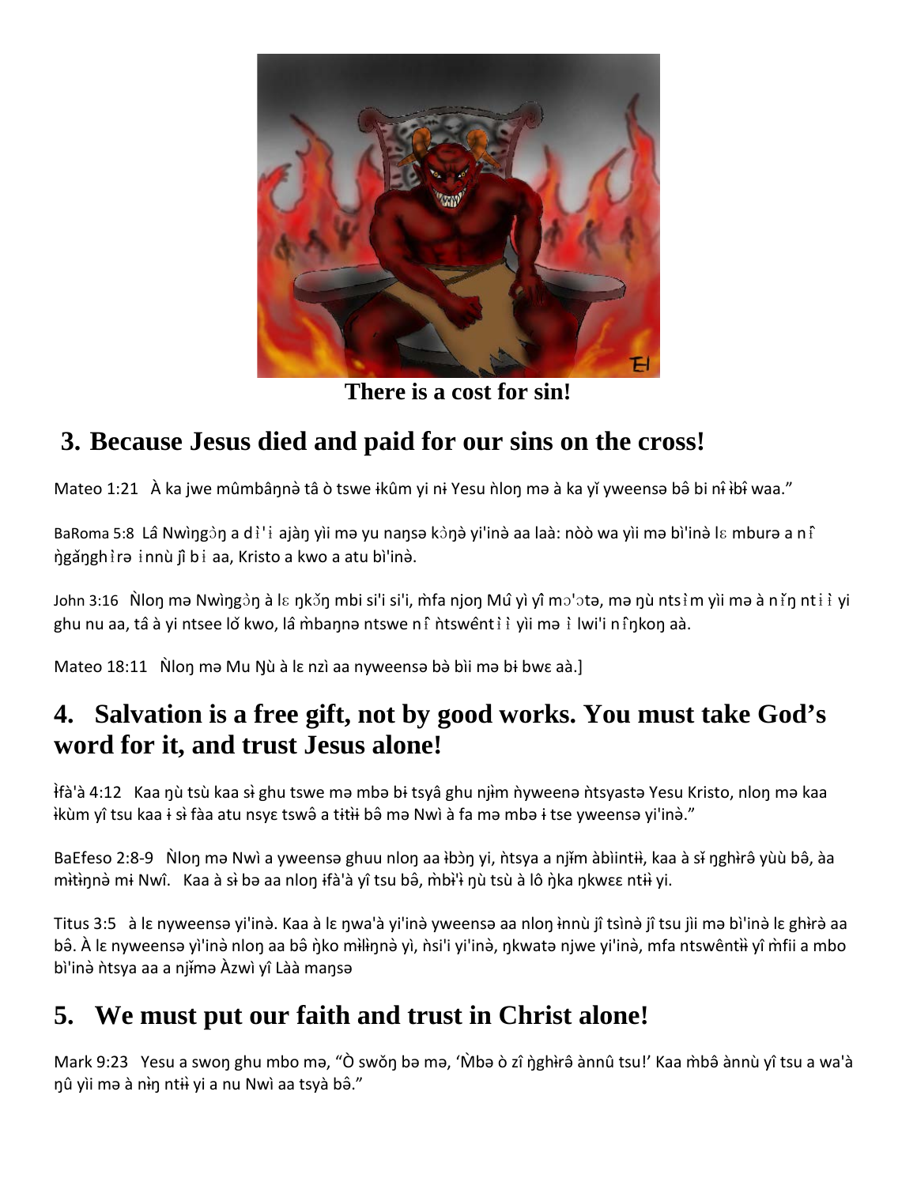There is a cost for sin!

## 3. Because Jesus died and paid for our sins on the cross!

Mateo 1:21 À ka jwe mûmbâŋnə̀ tâ ò tswe ɨkûm yi nɨ Yesu ǹloŋ mə à ka yǐ yweensə bə̂ bi nɨ̂ ɨ̀bɨ̂ waa."

BaRoma 5:8 Lâ Nwìŋgɔ̀ŋ a dɨ̀'ɨ ajàŋ yìi mə yu naŋsə kɔ̀ŋə̀ yi'inə̀ aa laà: nòò wa yìi mə bì'inə̀ lɛ mburə a nɨ̂ ŋ̀gǎŋghɨ̀rə ɨnnù jî bɨ aa, Kristo a kwo a atu bì'inə̀.

John 3:16 Ǹloŋ mə Nwìŋgɔ̀ŋ à lɛ ŋkɔ̌ŋ mbi si'i si'i, m̀fa njoŋ Mú yì yî mɔ'ɔtə, mə ŋù ntsɨ̀m yìi mə à nɨ̌ŋ ntɨɨ̀ yi ghu nu aa, tâ à yi ntsee lǒ kwo, lâ m̀baŋnə ntswe nɨ̂ ǹtswêntɨ̀ɨ̀ yìi mə ɨ̀ lwi'i nɨ̂ŋkoŋ aà.

Mateo 18:11 Ǹloŋ mə Mu Ŋù à lɛ nzì aa nyweensə bə̀ bìi mə bɨ bwɛ aà.]

## 4. Salvation is a free gift, not by good works. You must take God's word for it, and trust Jesus alone!

Ɨ̀fà'à 4:12 Kaa ŋù tsù kaa sɨ̀ ghu tswe mə mbə bɨ tsyâ ghu njɨ̀m ǹyweenə ǹtsyastə Yesu Kristo, nloŋ mə kaa ɨ̀kùm yî tsu kaa ɨ sɨ̀ fàa atu nsyɛ tswə̂ a tɨ̀tɨ̀ɨ bə̂ mə Nwì à fa mə mbə ɨ tse yweensə yi'inə̀."

BaEfeso 2:8-9 Ǹloŋ mə Nwì a yweensə ghuu nloŋ aa ɨ̀bɔ̀ŋ yi, ǹtsya a njɨ̌m àbìintɨ̀ɨ, kaa à sɨ̌ ŋghɨ̀rə̂ yùù bə̂, àa mɨ̀tɨ̀ŋnə̀ mɨ Nwî. Kaa à sɨ̀ bə aa nloŋ ɨfà'à yî tsu bə̂, m̀bɨ̀'ɨ ŋù tsù à lô ŋ̀ka ŋkwɛɛ ntɨ̀ɨ yi.

Titus 3:5 à lɛ nyweensə yi'inə̀. Kaa à lɛ ŋwa'à yi'inə̀ yweensə aa nloŋ ɨ̀nnù jî tsìnə̀ jî tsu jìi mə bì'inə̀ lɛ ghɨ̀rə̀ aa bə̂. À lɛ nyweensə yi'inə̀ nloŋ aa bə̂ ŋ̀ko mɨ̀lɨ̀ŋnə̀ yì, ǹsi'i yi'inə̀, ŋkwatə njwe yi'inə̀, mfa ntswêntɨ̀ɨ yî m̀fii a mbo bì'inə̀ ǹtsya aa a njɨ̌mə Àzwì yî Làà maŋsə

## 5. We must put our faith and trust in Christ alone!

Mark 9:23 Yesu a swoŋ ghu mbo mə, "Ò swǒŋ bə mə, 'M̀bə ò zî ŋ̀ghɨ̀rə̂ ànnû tsu!' Kaa m̀bə̂ ànnù yî tsu a wa'à ŋû yìi mə à nɨ̀ŋ ntɨ̀ɨ yi a nu Nwì aa tsyà bə̂."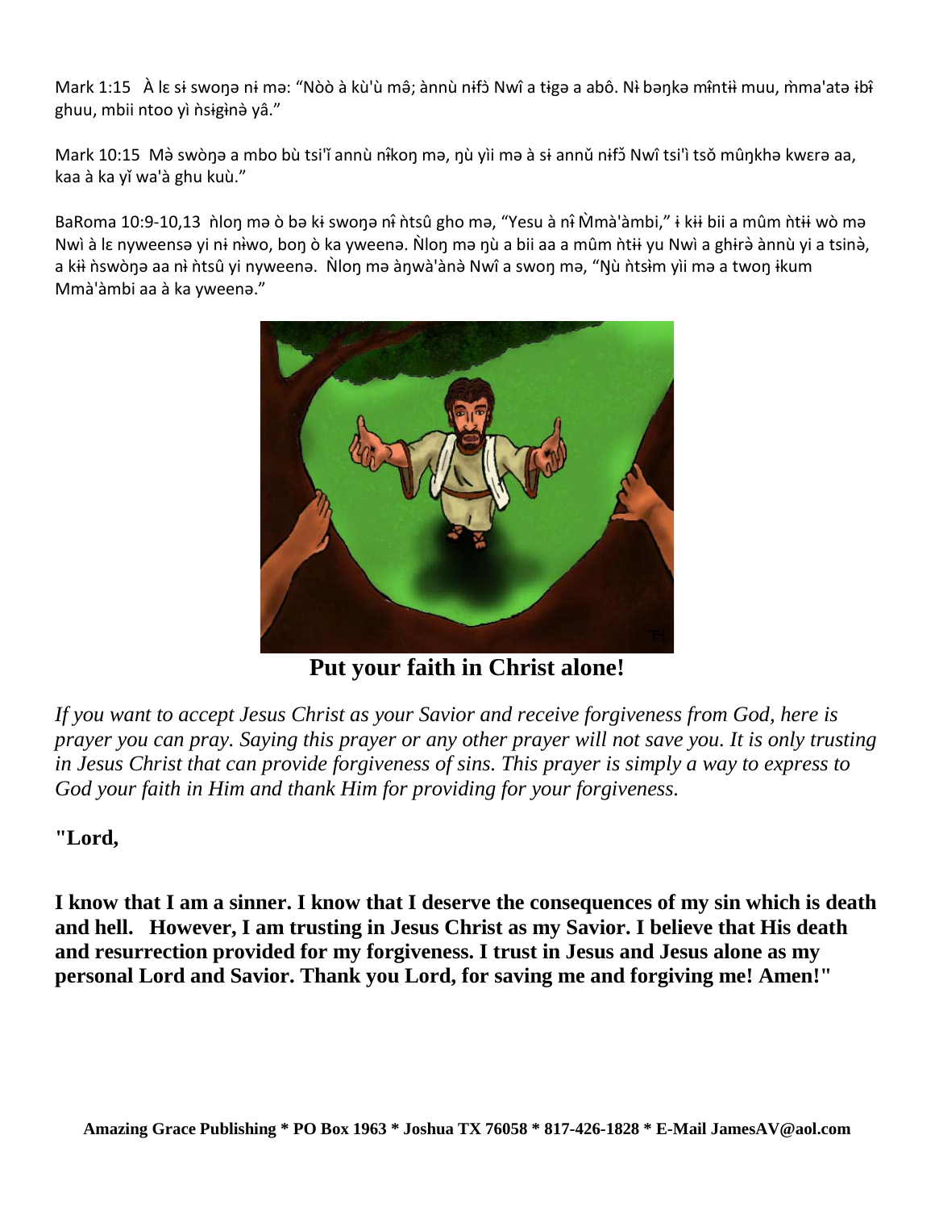Mark 1:15 À lɛ sɨ swoŋə nɨ mə: "Nòò à kù'ù mə̂; ànnù nɨfɔ̀ Nwî a tɨgə a abô. Nɨ bəŋkə mɨ̂ntɨɨ muu, m̀ma'atə ɨbɨ̂ ghuu, mbii ntoo yì ǹsɨgɨ̀nə̀ yâ."

Mark 10:15 Mə̀ swòŋə a mbo bù tsi'ǐ annù nɨ̂koŋ mə, ŋù yìi mə à sɨ annǔ nɨfɔ̌ Nwî tsi'ì tsǒ mûŋkhə kwɛrə aa, kaa à ka yǐ wa'à ghu kuù."

BaRoma 10:9-10,13 ǹloŋ mə ò bə kɨ swoŋə nɨ̂ ǹtsû gho mə, "Yesu à nɨ̂ M̀mà'àmbi," ɨ kɨɨ bii a mûm ǹtɨɨ wò mə Nwì à lɛ nyweensə yi nɨ nɨ̀wo, boŋ ò ka yweenə. Ǹloŋ mə ŋù a bii aa a mûm ǹtɨɨ yu Nwì a ghɨrə̀ ànnù yi a tsinə̀, a kɨɨ ǹswòŋə aa nɨ ǹtsû yi nyweenə. Ǹloŋ mə àŋwà'ànə̀ Nwî a swoŋ mə, "Ŋù ǹtsɨ̀m yìi mə a twoŋ ɨkum Mmà'àmbi aa à ka yweenə."

**Put your faith in Christ alone!**

*If you want to accept Jesus Christ as your Savior and receive forgiveness from God, here is prayer you can pray. Saying this prayer or any other prayer will not save you. It is only trusting in Jesus Christ that can provide forgiveness of sins. This prayer is simply a way to express to God your faith in Him and thank Him for providing for your forgiveness.*

**"Lord,**

**I know that I am a sinner. I know that I deserve the consequences of my sin which is death and hell. However, I am trusting in Jesus Christ as my Savior. I believe that His death and resurrection provided for my forgiveness. I trust in Jesus and Jesus alone as my personal Lord and Savior. Thank you Lord, for saving me and forgiving me! Amen!"**

**Amazing Grace Publishing * PO Box 1963 * Joshua TX 76058 * 817-426-1828 * E-Mail JamesAV@aol.com**